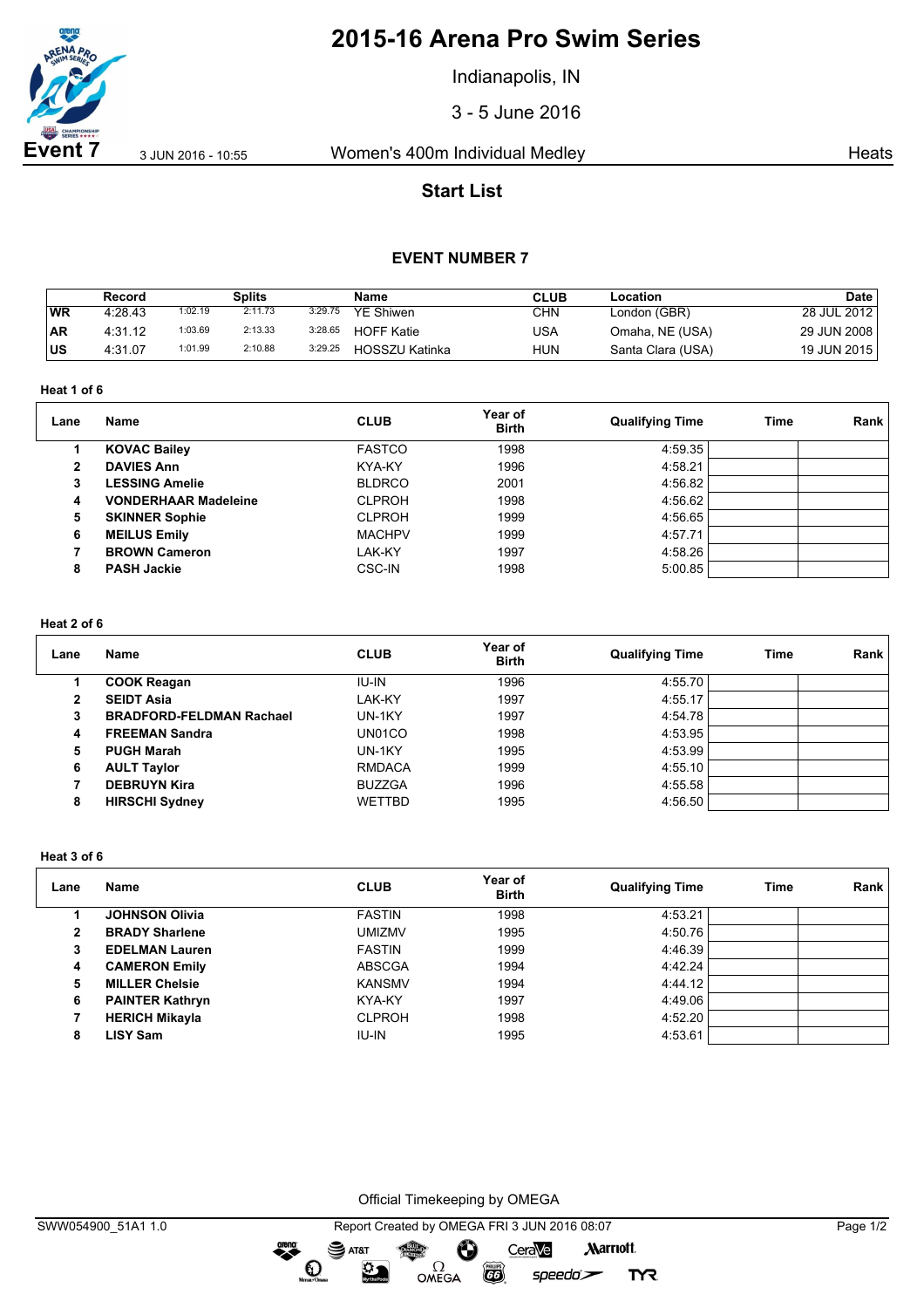# 2015-16 Arena Pro Swim Series

Indianapolis, IN

3 - 5 June 2016

**Event 7** 3 JUN 2016 - 10:55 Women's 400m Individual Medley Heats

## Start List

### EVENT NUMBER 7

| | Record | Splits | | | Name | CLUB | Location | Date |
|---|---|---|---|---|---|---|---|---|
| WR | 4:28.43 | 1:02.19 | 2:11.73 | 3:29.75 | YE Shiwen | CHN | London (GBR) | 28 JUL 2012 |
| AR | 4:31.12 | 1:03.69 | 2:13.33 | 3:28.65 | HOFF Katie | USA | Omaha, NE (USA) | 29 JUN 2008 |
| US | 4:31.07 | 1:01.99 | 2:10.88 | 3:29.25 | HOSSZU Katinka | HUN | Santa Clara (USA) | 19 JUN 2015 |

**Heat 1 of 6**

| Lane | Name | CLUB | Year of Birth | Qualifying Time | Time | Rank |
|---|---|---|---|---|---|---|
| 1 | **KOVAC Bailey** | FASTCO | 1998 | 4:59.35 | | |
| 2 | **DAVIES Ann** | KYA-KY | 1996 | 4:58.21 | | |
| 3 | **LESSING Amelie** | BLDRCO | 2001 | 4:56.82 | | |
| 4 | **VONDERHAAR Madeleine** | CLPROH | 1998 | 4:56.62 | | |
| 5 | **SKINNER Sophie** | CLPROH | 1999 | 4:56.65 | | |
| 6 | **MEILUS Emily** | MACHPV | 1999 | 4:57.71 | | |
| 7 | **BROWN Cameron** | LAK-KY | 1997 | 4:58.26 | | |
| 8 | **PASH Jackie** | CSC-IN | 1998 | 5:00.85 | | |

**Heat 2 of 6**

| Lane | Name | CLUB | Year of Birth | Qualifying Time | Time | Rank |
|---|---|---|---|---|---|---|
| 1 | **COOK Reagan** | IU-IN | 1996 | 4:55.70 | | |
| 2 | **SEIDT Asia** | LAK-KY | 1997 | 4:55.17 | | |
| 3 | **BRADFORD-FELDMAN Rachael** | UN-1KY | 1997 | 4:54.78 | | |
| 4 | **FREEMAN Sandra** | UN01CO | 1998 | 4:53.95 | | |
| 5 | **PUGH Marah** | UN-1KY | 1995 | 4:53.99 | | |
| 6 | **AULT Taylor** | RMDACA | 1999 | 4:55.10 | | |
| 7 | **DEBRUYN Kira** | BUZZGA | 1996 | 4:55.58 | | |
| 8 | **HIRSCHI Sydney** | WETTBD | 1995 | 4:56.50 | | |

**Heat 3 of 6**

| Lane | Name | CLUB | Year of Birth | Qualifying Time | Time | Rank |
|---|---|---|---|---|---|---|
| 1 | **JOHNSON Olivia** | FASTIN | 1998 | 4:53.21 | | |
| 2 | **BRADY Sharlene** | UMIZMV | 1995 | 4:50.76 | | |
| 3 | **EDELMAN Lauren** | FASTIN | 1999 | 4:46.39 | | |
| 4 | **CAMERON Emily** | ABSCGA | 1994 | 4:42.24 | | |
| 5 | **MILLER Chelsie** | KANSMV | 1994 | 4:44.12 | | |
| 6 | **PAINTER Kathryn** | KYA-KY | 1997 | 4:49.06 | | |
| 7 | **HERICH Mikayla** | CLPROH | 1998 | 4:52.20 | | |
| 8 | **LISY Sam** | IU-IN | 1995 | 4:53.61 | | |

Official Timekeeping by OMEGA

SWW054900_51A1 1.0 Report Created by OMEGA FRI 3 JUN 2016 08:07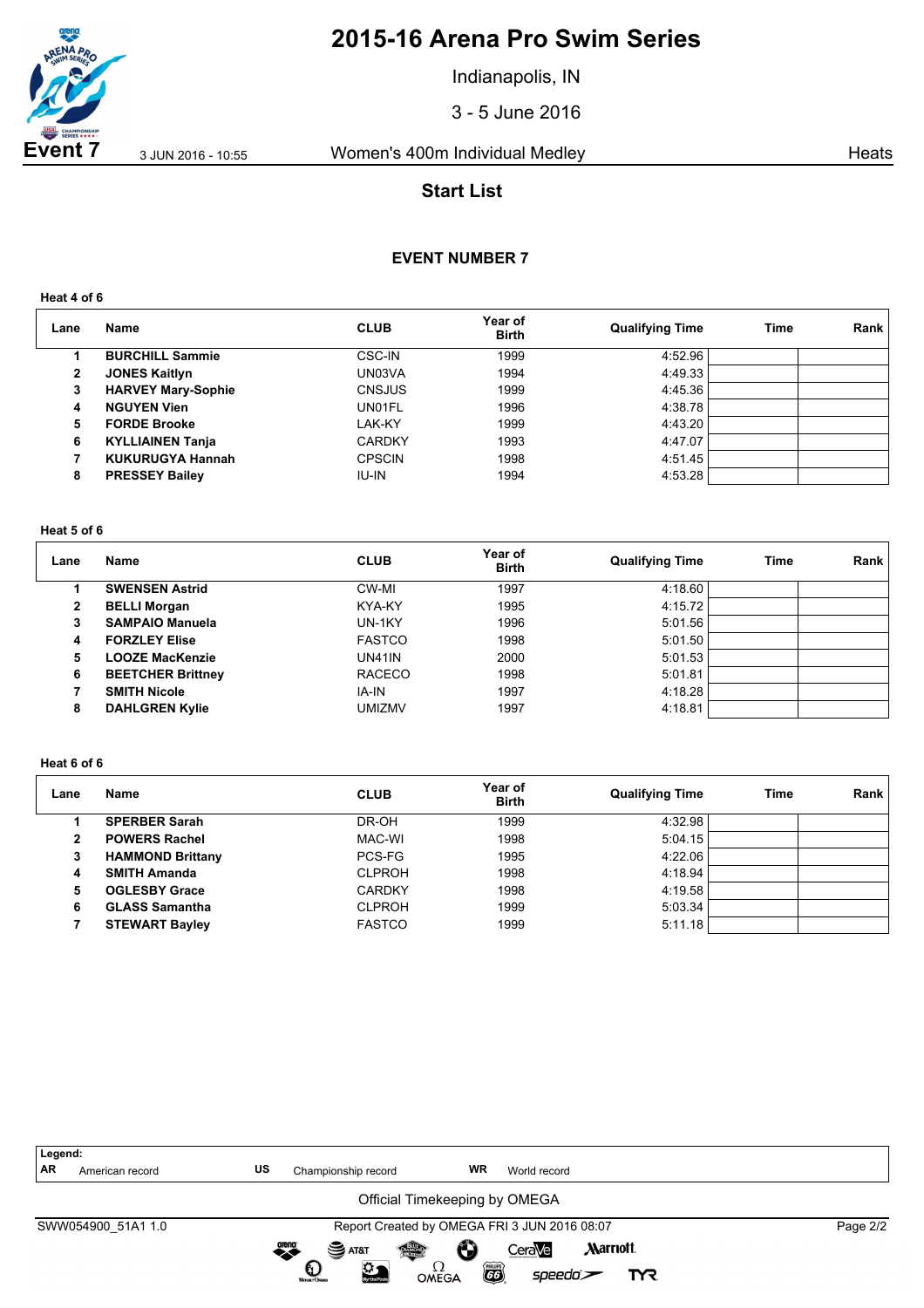# 2015-16 Arena Pro Swim Series

Indianapolis, IN

3 - 5 June 2016

**Event 7** 3 JUN 2016 - 10:55 Women's 400m Individual Medley Heats

## Start List

### EVENT NUMBER 7

**Heat 4 of 6**

| Lane | Name | CLUB | Year of Birth | Qualifying Time | Time | Rank |
|---|---|---|---|---|---|---|
| 1 | **BURCHILL Sammie** | CSC-IN | 1999 | 4:52.96 | | |
| 2 | **JONES Kaitlyn** | UN03VA | 1994 | 4:49.33 | | |
| 3 | **HARVEY Mary-Sophie** | CNSJUS | 1999 | 4:45.36 | | |
| 4 | **NGUYEN Vien** | UN01FL | 1996 | 4:38.78 | | |
| 5 | **FORDE Brooke** | LAK-KY | 1999 | 4:43.20 | | |
| 6 | **KYLLIAINEN Tanja** | CARDKY | 1993 | 4:47.07 | | |
| 7 | **KUKURUGYA Hannah** | CPSCIN | 1998 | 4:51.45 | | |
| 8 | **PRESSEY Bailey** | IU-IN | 1994 | 4:53.28 | | |

**Heat 5 of 6**

| Lane | Name | CLUB | Year of Birth | Qualifying Time | Time | Rank |
|---|---|---|---|---|---|---|
| 1 | **SWENSEN Astrid** | CW-MI | 1997 | 4:18.60 | | |
| 2 | **BELLI Morgan** | KYA-KY | 1995 | 4:15.72 | | |
| 3 | **SAMPAIO Manuela** | UN-1KY | 1996 | 5:01.56 | | |
| 4 | **FORZLEY Elise** | FASTCO | 1998 | 5:01.50 | | |
| 5 | **LOOZE MacKenzie** | UN41IN | 2000 | 5:01.53 | | |
| 6 | **BEETCHER Brittney** | RACECO | 1998 | 5:01.81 | | |
| 7 | **SMITH Nicole** | IA-IN | 1997 | 4:18.28 | | |
| 8 | **DAHLGREN Kylie** | UMIZMV | 1997 | 4:18.81 | | |

**Heat 6 of 6**

| Lane | Name | CLUB | Year of Birth | Qualifying Time | Time | Rank |
|---|---|---|---|---|---|---|
| 1 | **SPERBER Sarah** | DR-OH | 1999 | 4:32.98 | | |
| 2 | **POWERS Rachel** | MAC-WI | 1998 | 5:04.15 | | |
| 3 | **HAMMOND Brittany** | PCS-FG | 1995 | 4:22.06 | | |
| 4 | **SMITH Amanda** | CLPROH | 1998 | 4:18.94 | | |
| 5 | **OGLESBY Grace** | CARDKY | 1998 | 4:19.58 | | |
| 6 | **GLASS Samantha** | CLPROH | 1999 | 5:03.34 | | |
| 7 | **STEWART Bayley** | FASTCO | 1999 | 5:11.18 | | |

**Legend:**

| | | | | | |
|---|---|---|---|---|---|
| **AR** | American record | **US** | Championship record | **WR** | World record |

Official Timekeeping by OMEGA

SWW054900_51A1 1.0 Report Created by OMEGA FRI 3 JUN 2016 08:07